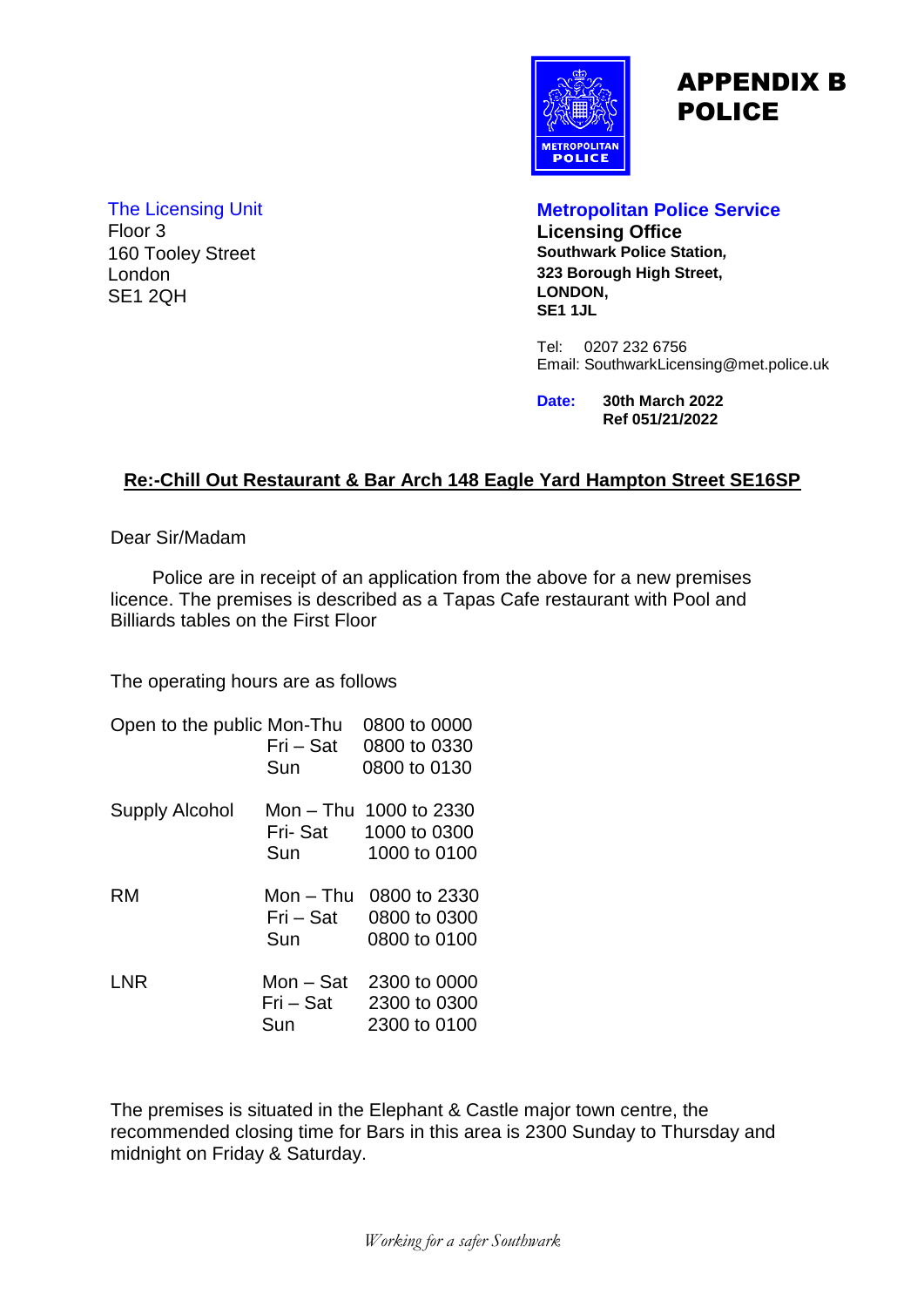# APPENDIX B POLICE

The Licensing Unit
Floor 3
160 Tooley Street
London
SE1 2QH

**Metropolitan Police Service**
**Licensing Office**
**Southwark Police Station,**
**323 Borough High Street,**
**LONDON,**
**SE1 1JL**

Tel: 0207 232 6756
Email: SouthwarkLicensing@met.police.uk

**Date:** **30th March 2022**
**Ref 051/21/2022**

**Re:-Chill Out Restaurant & Bar Arch 148 Eagle Yard Hampton Street SE16SP**

Dear Sir/Madam

Police are in receipt of an application from the above for a new premises licence. The premises is described as a Tapas Cafe restaurant with Pool and Billiards tables on the First Floor

The operating hours are as follows

| | | |
|---|---|---|
| Open to the public | Mon-Thu | 0800 to 0000 |
| | Fri – Sat | 0800 to 0330 |
| | Sun | 0800 to 0130 |
| Supply Alcohol | Mon – Thu | 1000 to 2330 |
| | Fri- Sat | 1000 to 0300 |
| | Sun | 1000 to 0100 |
| RM | Mon – Thu | 0800 to 2330 |
| | Fri – Sat | 0800 to 0300 |
| | Sun | 0800 to 0100 |
| LNR | Mon – Sat | 2300 to 0000 |
| | Fri – Sat | 2300 to 0300 |
| | Sun | 2300 to 0100 |

The premises is situated in the Elephant & Castle major town centre, the recommended closing time for Bars in this area is 2300 Sunday to Thursday and midnight on Friday & Saturday.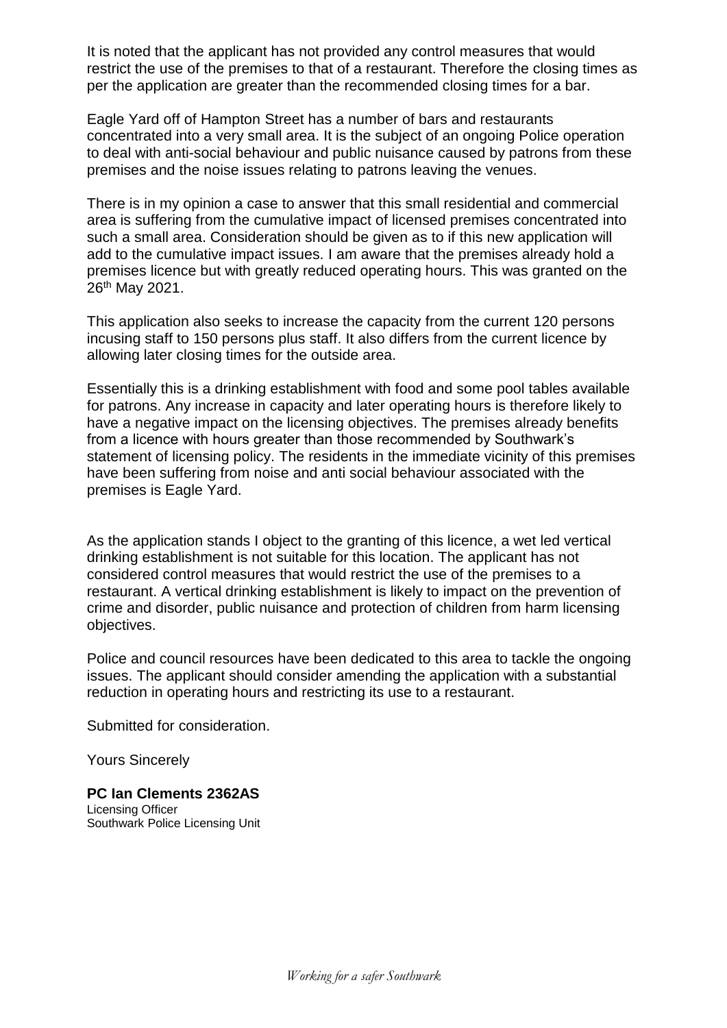It is noted that the applicant has not provided any control measures that would restrict the use of the premises to that of a restaurant. Therefore the closing times as per the application are greater than the recommended closing times for a bar.

Eagle Yard off of Hampton Street has a number of bars and restaurants concentrated into a very small area. It is the subject of an ongoing Police operation to deal with anti-social behaviour and public nuisance caused by patrons from these premises and the noise issues relating to patrons leaving the venues.

There is in my opinion a case to answer that this small residential and commercial area is suffering from the cumulative impact of licensed premises concentrated into such a small area. Consideration should be given as to if this new application will add to the cumulative impact issues. I am aware that the premises already hold a premises licence but with greatly reduced operating hours. This was granted on the 26th May 2021.

This application also seeks to increase the capacity from the current 120 persons incusing staff to 150 persons plus staff. It also differs from the current licence by allowing later closing times for the outside area.

Essentially this is a drinking establishment with food and some pool tables available for patrons. Any increase in capacity and later operating hours is therefore likely to have a negative impact on the licensing objectives. The premises already benefits from a licence with hours greater than those recommended by Southwark's statement of licensing policy. The residents in the immediate vicinity of this premises have been suffering from noise and anti social behaviour associated with the premises is Eagle Yard.

As the application stands I object to the granting of this licence, a wet led vertical drinking establishment is not suitable for this location. The applicant has not considered control measures that would restrict the use of the premises to a restaurant. A vertical drinking establishment is likely to impact on the prevention of crime and disorder, public nuisance and protection of children from harm licensing objectives.

Police and council resources have been dedicated to this area to tackle the ongoing issues. The applicant should consider amending the application with a substantial reduction in operating hours and restricting its use to a restaurant.

Submitted for consideration.

Yours Sincerely

**PC Ian Clements 2362AS**
Licensing Officer
Southwark Police Licensing Unit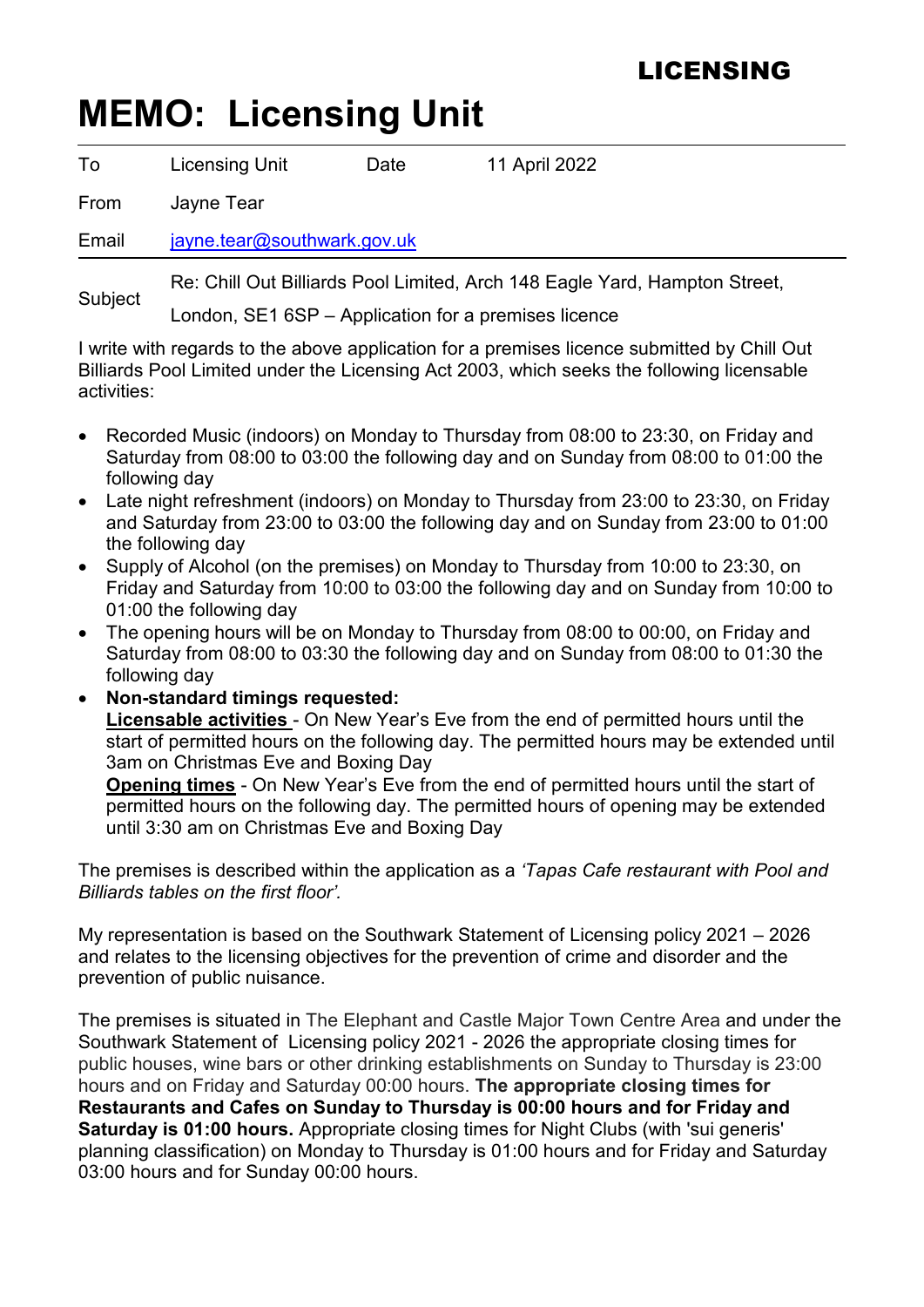# LICENSING

# MEMO: Licensing Unit

| | | | |
|---|---|---|---|
| To | Licensing Unit | Date | 11 April 2022 |
| From | Jayne Tear | | |
| Email | jayne.tear@southwark.gov.uk | | |
| Subject | Re: Chill Out Billiards Pool Limited, Arch 148 Eagle Yard, Hampton Street, London, SE1 6SP – Application for a premises licence | | |

I write with regards to the above application for a premises licence submitted by Chill Out Billiards Pool Limited under the Licensing Act 2003, which seeks the following licensable activities:

- Recorded Music (indoors) on Monday to Thursday from 08:00 to 23:30, on Friday and Saturday from 08:00 to 03:00 the following day and on Sunday from 08:00 to 01:00 the following day
- Late night refreshment (indoors) on Monday to Thursday from 23:00 to 23:30, on Friday and Saturday from 23:00 to 03:00 the following day and on Sunday from 23:00 to 01:00 the following day
- Supply of Alcohol (on the premises) on Monday to Thursday from 10:00 to 23:30, on Friday and Saturday from 10:00 to 03:00 the following day and on Sunday from 10:00 to 01:00 the following day
- The opening hours will be on Monday to Thursday from 08:00 to 00:00, on Friday and Saturday from 08:00 to 03:30 the following day and on Sunday from 08:00 to 01:30 the following day
- **Non-standard timings requested:**
  **Licensable activities** - On New Year's Eve from the end of permitted hours until the start of permitted hours on the following day. The permitted hours may be extended until 3am on Christmas Eve and Boxing Day
  **Opening times** - On New Year's Eve from the end of permitted hours until the start of permitted hours on the following day. The permitted hours of opening may be extended until 3:30 am on Christmas Eve and Boxing Day

The premises is described within the application as a *'Tapas Cafe restaurant with Pool and Billiards tables on the first floor'.*

My representation is based on the Southwark Statement of Licensing policy 2021 – 2026 and relates to the licensing objectives for the prevention of crime and disorder and the prevention of public nuisance.

The premises is situated in The Elephant and Castle Major Town Centre Area and under the Southwark Statement of Licensing policy 2021 - 2026 the appropriate closing times for public houses, wine bars or other drinking establishments on Sunday to Thursday is 23:00 hours and on Friday and Saturday 00:00 hours. **The appropriate closing times for Restaurants and Cafes on Sunday to Thursday is 00:00 hours and for Friday and Saturday is 01:00 hours.** Appropriate closing times for Night Clubs (with 'sui generis' planning classification) on Monday to Thursday is 01:00 hours and for Friday and Saturday 03:00 hours and for Sunday 00:00 hours.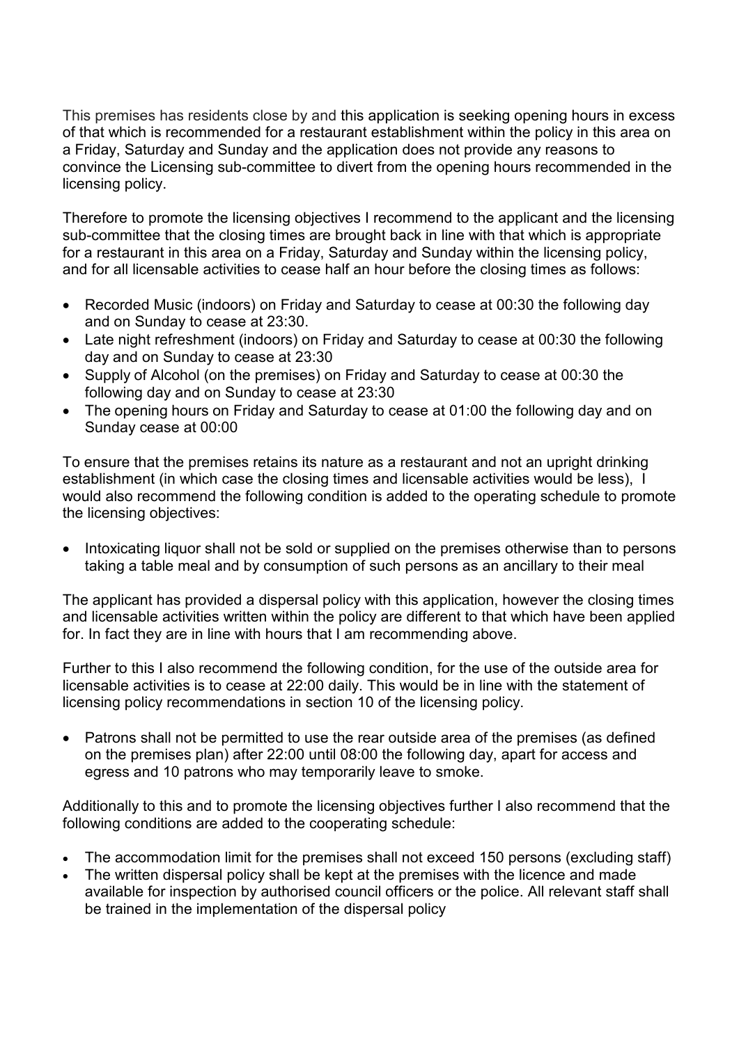This premises has residents close by and this application is seeking opening hours in excess of that which is recommended for a restaurant establishment within the policy in this area on a Friday, Saturday and Sunday and the application does not provide any reasons to convince the Licensing sub-committee to divert from the opening hours recommended in the licensing policy.

Therefore to promote the licensing objectives I recommend to the applicant and the licensing sub-committee that the closing times are brought back in line with that which is appropriate for a restaurant in this area on a Friday, Saturday and Sunday within the licensing policy, and for all licensable activities to cease half an hour before the closing times as follows:

- Recorded Music (indoors) on Friday and Saturday to cease at 00:30 the following day and on Sunday to cease at 23:30.
- Late night refreshment (indoors) on Friday and Saturday to cease at 00:30 the following day and on Sunday to cease at 23:30
- Supply of Alcohol (on the premises) on Friday and Saturday to cease at 00:30 the following day and on Sunday to cease at 23:30
- The opening hours on Friday and Saturday to cease at 01:00 the following day and on Sunday cease at 00:00

To ensure that the premises retains its nature as a restaurant and not an upright drinking establishment (in which case the closing times and licensable activities would be less), I would also recommend the following condition is added to the operating schedule to promote the licensing objectives:

- Intoxicating liquor shall not be sold or supplied on the premises otherwise than to persons taking a table meal and by consumption of such persons as an ancillary to their meal

The applicant has provided a dispersal policy with this application, however the closing times and licensable activities written within the policy are different to that which have been applied for. In fact they are in line with hours that I am recommending above.

Further to this I also recommend the following condition, for the use of the outside area for licensable activities is to cease at 22:00 daily. This would be in line with the statement of licensing policy recommendations in section 10 of the licensing policy.

- Patrons shall not be permitted to use the rear outside area of the premises (as defined on the premises plan) after 22:00 until 08:00 the following day, apart for access and egress and 10 patrons who may temporarily leave to smoke.

Additionally to this and to promote the licensing objectives further I also recommend that the following conditions are added to the cooperating schedule:

- The accommodation limit for the premises shall not exceed 150 persons (excluding staff)
- The written dispersal policy shall be kept at the premises with the licence and made available for inspection by authorised council officers or the police. All relevant staff shall be trained in the implementation of the dispersal policy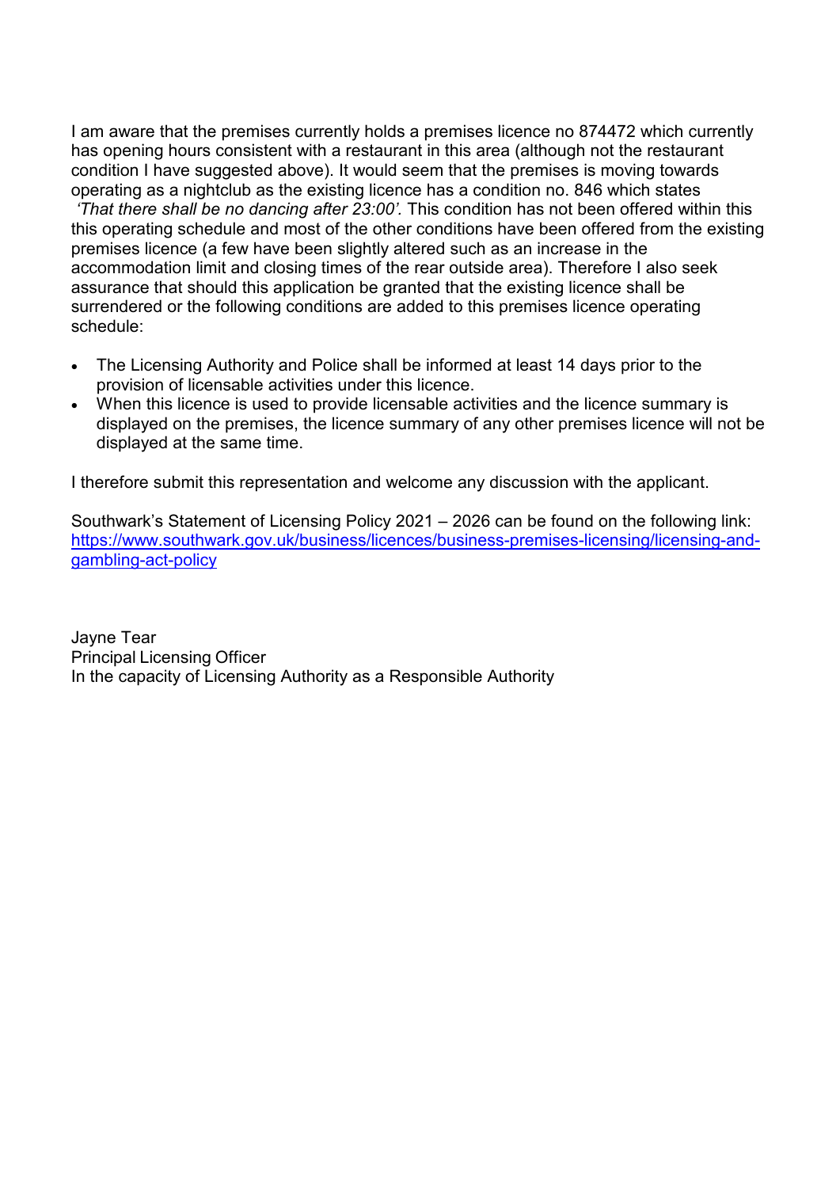I am aware that the premises currently holds a premises licence no 874472 which currently has opening hours consistent with a restaurant in this area (although not the restaurant condition I have suggested above). It would seem that the premises is moving towards operating as a nightclub as the existing licence has a condition no. 846 which states *'That there shall be no dancing after 23:00'.* This condition has not been offered within this this operating schedule and most of the other conditions have been offered from the existing premises licence (a few have been slightly altered such as an increase in the accommodation limit and closing times of the rear outside area). Therefore I also seek assurance that should this application be granted that the existing licence shall be surrendered or the following conditions are added to this premises licence operating schedule:

- The Licensing Authority and Police shall be informed at least 14 days prior to the provision of licensable activities under this licence.
- When this licence is used to provide licensable activities and the licence summary is displayed on the premises, the licence summary of any other premises licence will not be displayed at the same time.

I therefore submit this representation and welcome any discussion with the applicant.

Southwark's Statement of Licensing Policy 2021 – 2026 can be found on the following link: [https://www.southwark.gov.uk/business/licences/business-premises-licensing/licensing-and-gambling-act-policy](https://www.southwark.gov.uk/business/licences/business-premises-licensing/licensing-and-gambling-act-policy)

Jayne Tear
Principal Licensing Officer
In the capacity of Licensing Authority as a Responsible Authority